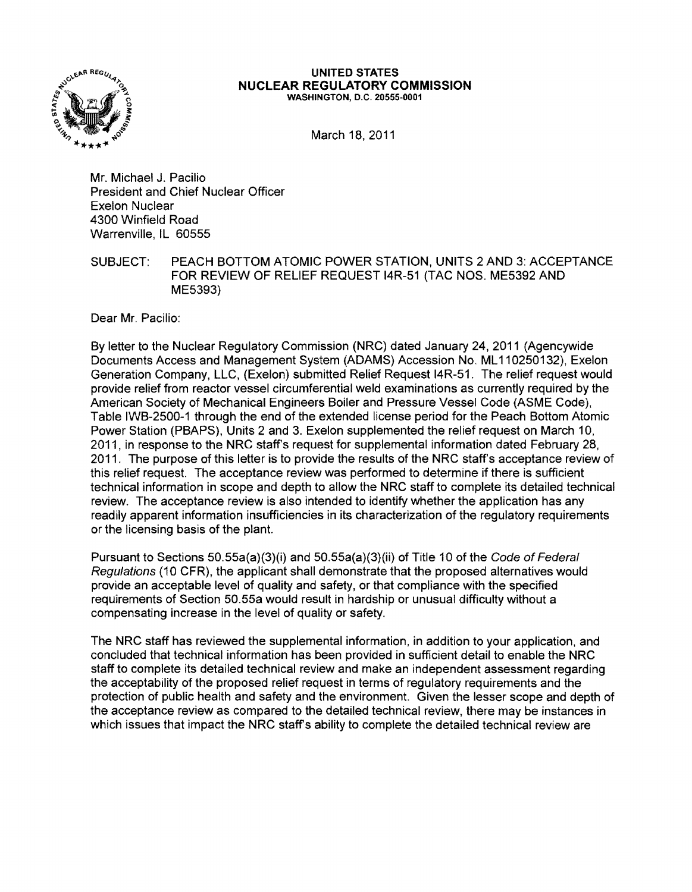**UNITED STATES**
**NUCLEAR REGULATORY COMMISSION**
WASHINGTON, D.C. 20555-0001

March 18, 2011

Mr. Michael J. Pacilio
President and Chief Nuclear Officer
Exelon Nuclear
4300 Winfield Road
Warrenville, IL 60555

SUBJECT: PEACH BOTTOM ATOMIC POWER STATION, UNITS 2 AND 3: ACCEPTANCE FOR REVIEW OF RELIEF REQUEST I4R-51 (TAC NOS. ME5392 AND ME5393)

Dear Mr. Pacilio:

By letter to the Nuclear Regulatory Commission (NRC) dated January 24, 2011 (Agencywide Documents Access and Management System (ADAMS) Accession No. ML110250132), Exelon Generation Company, LLC, (Exelon) submitted Relief Request I4R-51. The relief request would provide relief from reactor vessel circumferential weld examinations as currently required by the American Society of Mechanical Engineers Boiler and Pressure Vessel Code (ASME Code), Table IWB-2500-1 through the end of the extended license period for the Peach Bottom Atomic Power Station (PBAPS), Units 2 and 3. Exelon supplemented the relief request on March 10, 2011, in response to the NRC staff's request for supplemental information dated February 28, 2011. The purpose of this letter is to provide the results of the NRC staff's acceptance review of this relief request. The acceptance review was performed to determine if there is sufficient technical information in scope and depth to allow the NRC staff to complete its detailed technical review. The acceptance review is also intended to identify whether the application has any readily apparent information insufficiencies in its characterization of the regulatory requirements or the licensing basis of the plant.

Pursuant to Sections 50.55a(a)(3)(i) and 50.55a(a)(3)(ii) of Title 10 of the *Code of Federal Regulations* (10 CFR), the applicant shall demonstrate that the proposed alternatives would provide an acceptable level of quality and safety, or that compliance with the specified requirements of Section 50.55a would result in hardship or unusual difficulty without a compensating increase in the level of quality or safety.

The NRC staff has reviewed the supplemental information, in addition to your application, and concluded that technical information has been provided in sufficient detail to enable the NRC staff to complete its detailed technical review and make an independent assessment regarding the acceptability of the proposed relief request in terms of regulatory requirements and the protection of public health and safety and the environment. Given the lesser scope and depth of the acceptance review as compared to the detailed technical review, there may be instances in which issues that impact the NRC staff's ability to complete the detailed technical review are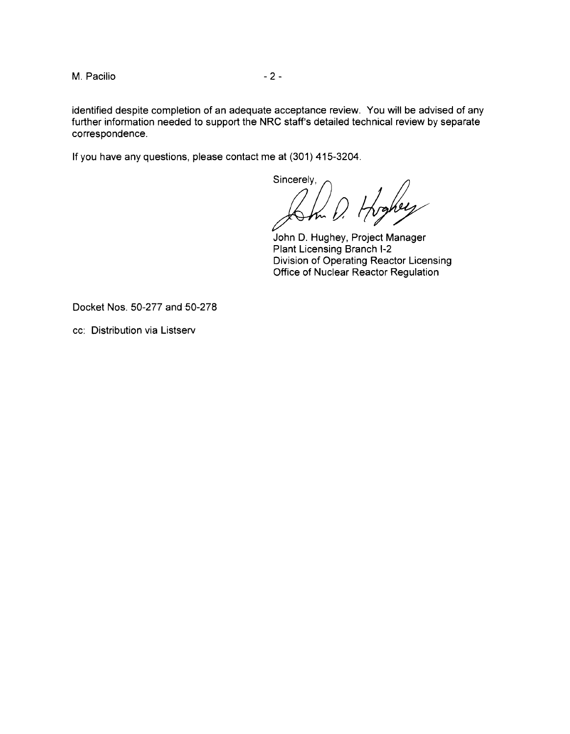identified despite completion of an adequate acceptance review. You will be advised of any further information needed to support the NRC staff's detailed technical review by separate correspondence.

If you have any questions, please contact me at (301) 415-3204.

Sincerely,

John D. Hughey, Project Manager
Plant Licensing Branch I-2
Division of Operating Reactor Licensing
Office of Nuclear Reactor Regulation

Docket Nos. 50-277 and 50-278

cc: Distribution via Listserv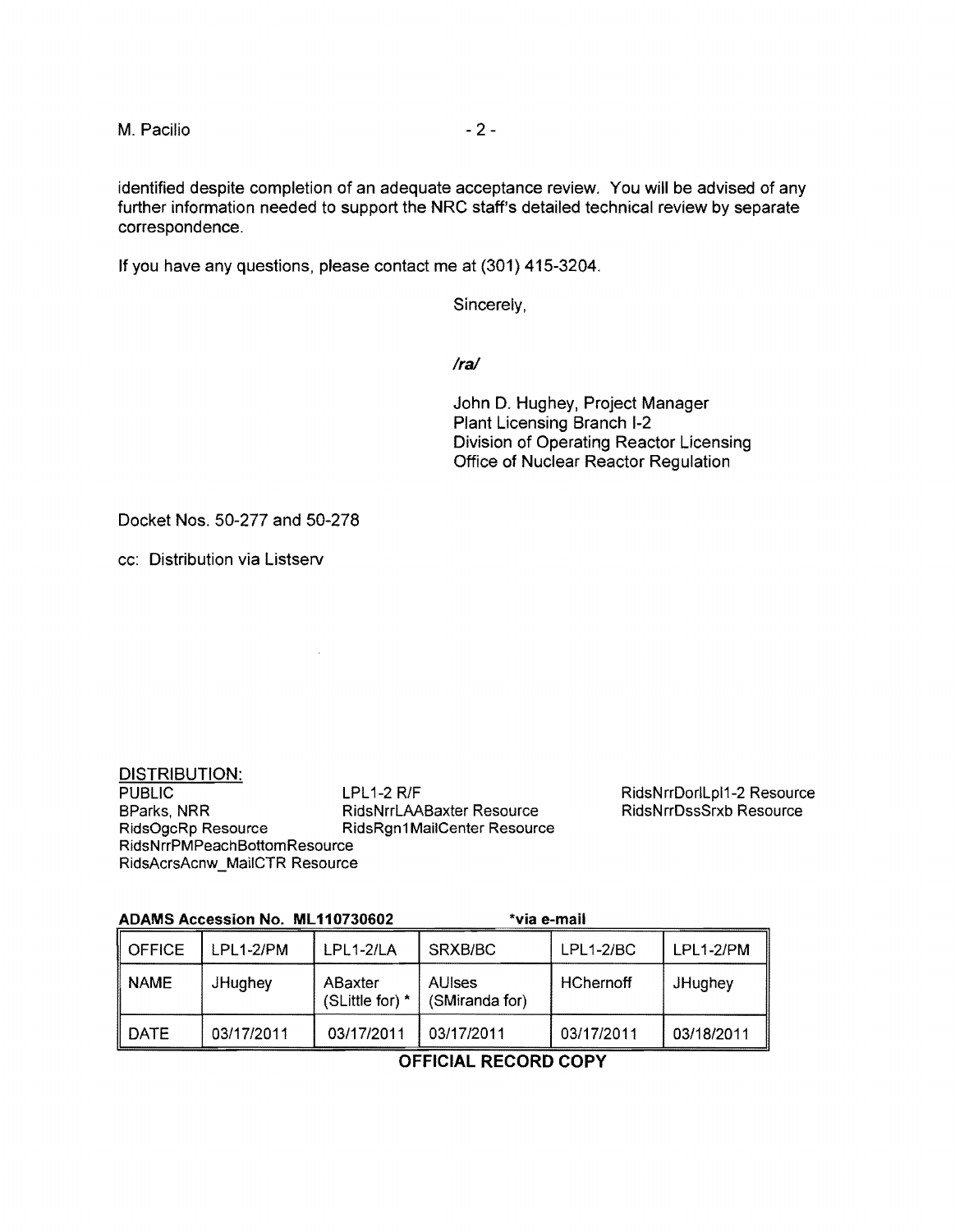identified despite completion of an adequate acceptance review. You will be advised of any further information needed to support the NRC staff's detailed technical review by separate correspondence.

If you have any questions, please contact me at (301) 415-3204.

Sincerely,

*/ra/*

John D. Hughey, Project Manager
Plant Licensing Branch I-2
Division of Operating Reactor Licensing
Office of Nuclear Reactor Regulation

Docket Nos. 50-277 and 50-278

cc: Distribution via Listserv

DISTRIBUTION:
PUBLIC
LPL1-2 R/F
RidsNrrDorlLpl1-2 Resource
BParks, NRR
RidsNrrLAABaxter Resource
RidsNrrDssSrxb Resource
RidsOgcRp Resource
RidsRgn1MailCenter Resource
RidsNrrPMPeachBottomResource
RidsAcrsAcnw_MailCTR Resource

**ADAMS Accession No. ML110730602** *via e-mail

| OFFICE | LPL1-2/PM | LPL1-2/LA | SRXB/BC | LPL1-2/BC | LPL1-2/PM |
|---|---|---|---|---|---|
| NAME | JHughey | ABaxter (SLittle for) * | AUlses (SMiranda for) | HChernoff | JHughey |
| DATE | 03/17/2011 | 03/17/2011 | 03/17/2011 | 03/17/2011 | 03/18/2011 |

**OFFICIAL RECORD COPY**